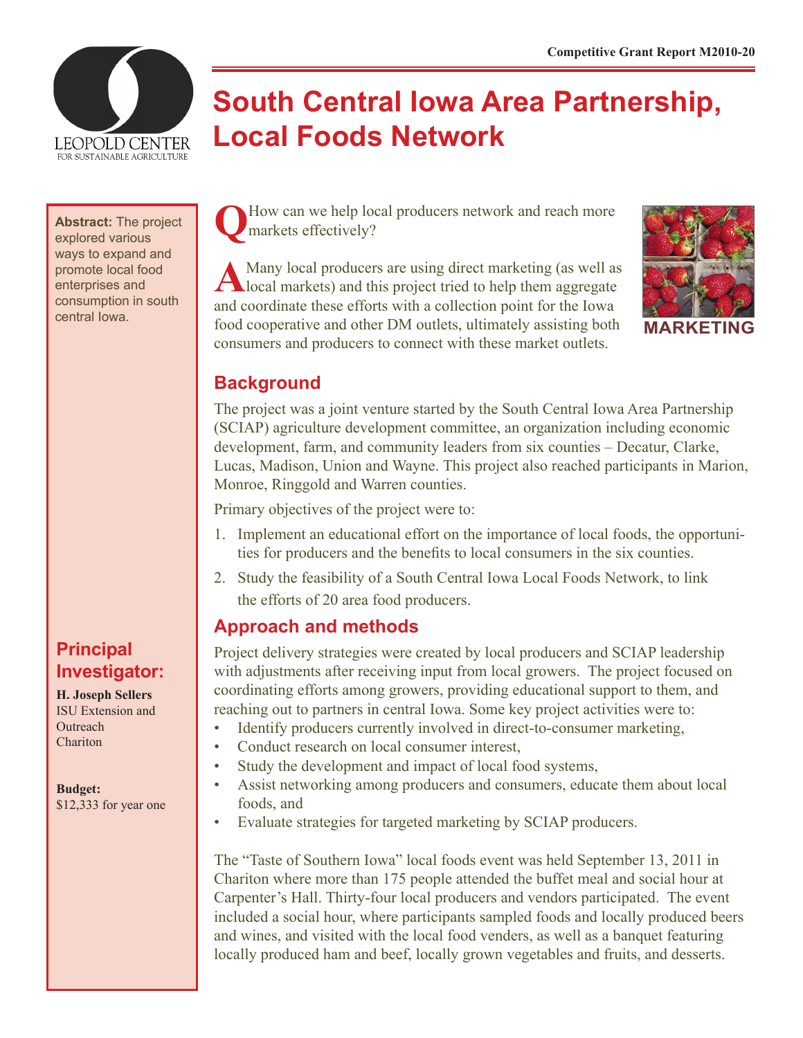Competitive Grant Report M2010-20

# South Central Iowa Area Partnership, Local Foods Network

**Abstract:** The project explored various ways to expand and promote local food enterprises and consumption in south central Iowa.

**Q** How can we help local producers network and reach more markets effectively?

**A** Many local producers are using direct marketing (as well as local markets) and this project tried to help them aggregate and coordinate these efforts with a collection point for the Iowa food cooperative and other DM outlets, ultimately assisting both consumers and producers to connect with these market outlets.

MARKETING

## Background

The project was a joint venture started by the South Central Iowa Area Partnership (SCIAP) agriculture development committee, an organization including economic development, farm, and community leaders from six counties – Decatur, Clarke, Lucas, Madison, Union and Wayne. This project also reached participants in Marion, Monroe, Ringgold and Warren counties.

Primary objectives of the project were to:

1. Implement an educational effort on the importance of local foods, the opportunities for producers and the benefits to local consumers in the six counties.
2. Study the feasibility of a South Central Iowa Local Foods Network, to link the efforts of 20 area food producers.

## Approach and methods

Project delivery strategies were created by local producers and SCIAP leadership with adjustments after receiving input from local growers. The project focused on coordinating efforts among growers, providing educational support to them, and reaching out to partners in central Iowa. Some key project activities were to:

- Identify producers currently involved in direct-to-consumer marketing,
- Conduct research on local consumer interest,
- Study the development and impact of local food systems,
- Assist networking among producers and consumers, educate them about local foods, and
- Evaluate strategies for targeted marketing by SCIAP producers.

The "Taste of Southern Iowa" local foods event was held September 13, 2011 in Chariton where more than 175 people attended the buffet meal and social hour at Carpenter's Hall. Thirty-four local producers and vendors participated. The event included a social hour, where participants sampled foods and locally produced beers and wines, and visited with the local food venders, as well as a banquet featuring locally produced ham and beef, locally grown vegetables and fruits, and desserts.

## Principal Investigator:

**H. Joseph Sellers**
ISU Extension and Outreach
Chariton

**Budget:**
$12,333 for year one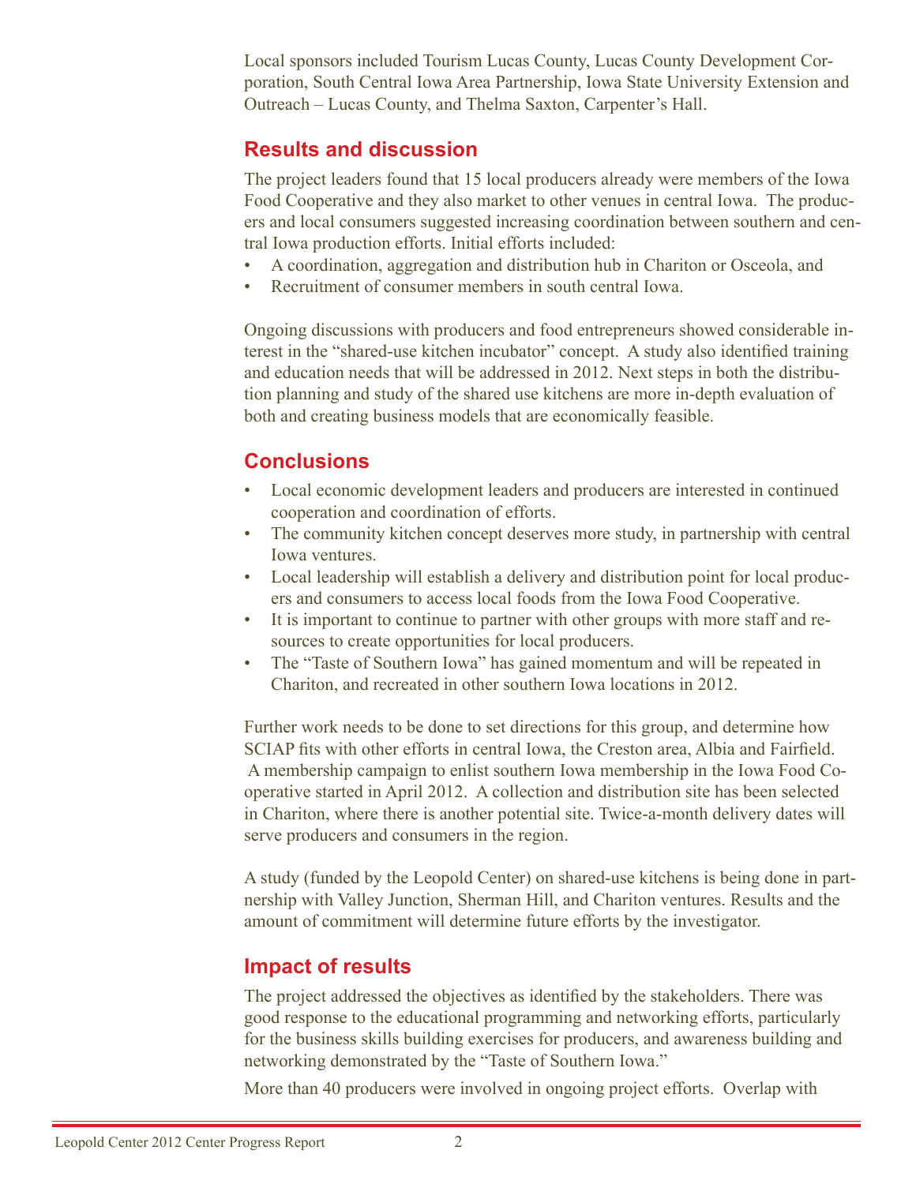Local sponsors included Tourism Lucas County, Lucas County Development Corporation, South Central Iowa Area Partnership, Iowa State University Extension and Outreach – Lucas County, and Thelma Saxton, Carpenter's Hall.

## Results and discussion

The project leaders found that 15 local producers already were members of the Iowa Food Cooperative and they also market to other venues in central Iowa. The producers and local consumers suggested increasing coordination between southern and central Iowa production efforts. Initial efforts included:

- A coordination, aggregation and distribution hub in Chariton or Osceola, and
- Recruitment of consumer members in south central Iowa.

Ongoing discussions with producers and food entrepreneurs showed considerable interest in the "shared-use kitchen incubator" concept. A study also identified training and education needs that will be addressed in 2012. Next steps in both the distribution planning and study of the shared use kitchens are more in-depth evaluation of both and creating business models that are economically feasible.

## Conclusions

- Local economic development leaders and producers are interested in continued cooperation and coordination of efforts.
- The community kitchen concept deserves more study, in partnership with central Iowa ventures.
- Local leadership will establish a delivery and distribution point for local producers and consumers to access local foods from the Iowa Food Cooperative.
- It is important to continue to partner with other groups with more staff and resources to create opportunities for local producers.
- The "Taste of Southern Iowa" has gained momentum and will be repeated in Chariton, and recreated in other southern Iowa locations in 2012.

Further work needs to be done to set directions for this group, and determine how SCIAP fits with other efforts in central Iowa, the Creston area, Albia and Fairfield. A membership campaign to enlist southern Iowa membership in the Iowa Food Cooperative started in April 2012. A collection and distribution site has been selected in Chariton, where there is another potential site. Twice-a-month delivery dates will serve producers and consumers in the region.

A study (funded by the Leopold Center) on shared-use kitchens is being done in partnership with Valley Junction, Sherman Hill, and Chariton ventures. Results and the amount of commitment will determine future efforts by the investigator.

## Impact of results

The project addressed the objectives as identified by the stakeholders. There was good response to the educational programming and networking efforts, particularly for the business skills building exercises for producers, and awareness building and networking demonstrated by the "Taste of Southern Iowa."

More than 40 producers were involved in ongoing project efforts. Overlap with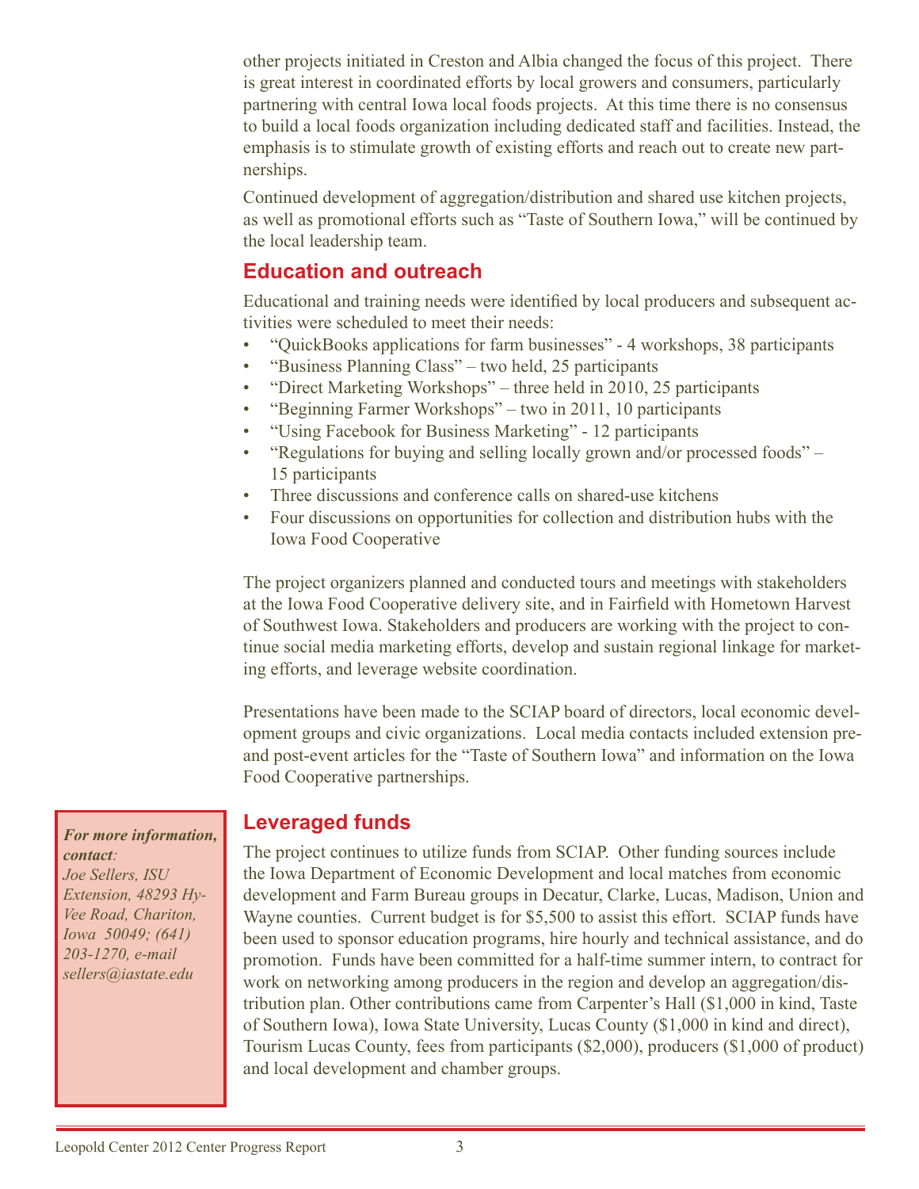other projects initiated in Creston and Albia changed the focus of this project. There is great interest in coordinated efforts by local growers and consumers, particularly partnering with central Iowa local foods projects. At this time there is no consensus to build a local foods organization including dedicated staff and facilities. Instead, the emphasis is to stimulate growth of existing efforts and reach out to create new partnerships.

Continued development of aggregation/distribution and shared use kitchen projects, as well as promotional efforts such as "Taste of Southern Iowa," will be continued by the local leadership team.

## Education and outreach

Educational and training needs were identified by local producers and subsequent activities were scheduled to meet their needs:

- "QuickBooks applications for farm businesses" - 4 workshops, 38 participants
- "Business Planning Class" – two held, 25 participants
- "Direct Marketing Workshops" – three held in 2010, 25 participants
- "Beginning Farmer Workshops" – two in 2011, 10 participants
- "Using Facebook for Business Marketing" - 12 participants
- "Regulations for buying and selling locally grown and/or processed foods" – 15 participants
- Three discussions and conference calls on shared-use kitchens
- Four discussions on opportunities for collection and distribution hubs with the Iowa Food Cooperative

The project organizers planned and conducted tours and meetings with stakeholders at the Iowa Food Cooperative delivery site, and in Fairfield with Hometown Harvest of Southwest Iowa. Stakeholders and producers are working with the project to continue social media marketing efforts, develop and sustain regional linkage for marketing efforts, and leverage website coordination.

Presentations have been made to the SCIAP board of directors, local economic development groups and civic organizations. Local media contacts included extension pre- and post-event articles for the "Taste of Southern Iowa" and information on the Iowa Food Cooperative partnerships.

## Leveraged funds

The project continues to utilize funds from SCIAP. Other funding sources include the Iowa Department of Economic Development and local matches from economic development and Farm Bureau groups in Decatur, Clarke, Lucas, Madison, Union and Wayne counties. Current budget is for $5,500 to assist this effort. SCIAP funds have been used to sponsor education programs, hire hourly and technical assistance, and do promotion. Funds have been committed for a half-time summer intern, to contract for work on networking among producers in the region and develop an aggregation/distribution plan. Other contributions came from Carpenter's Hall ($1,000 in kind, Taste of Southern Iowa), Iowa State University, Lucas County ($1,000 in kind and direct), Tourism Lucas County, fees from participants ($2,000), producers ($1,000 of product) and local development and chamber groups.

***For more information, contact:***
*Joe Sellers, ISU Extension, 48293 Hy-Vee Road, Chariton, Iowa 50049; (641) 203-1270, e-mail sellers@iastate.edu*